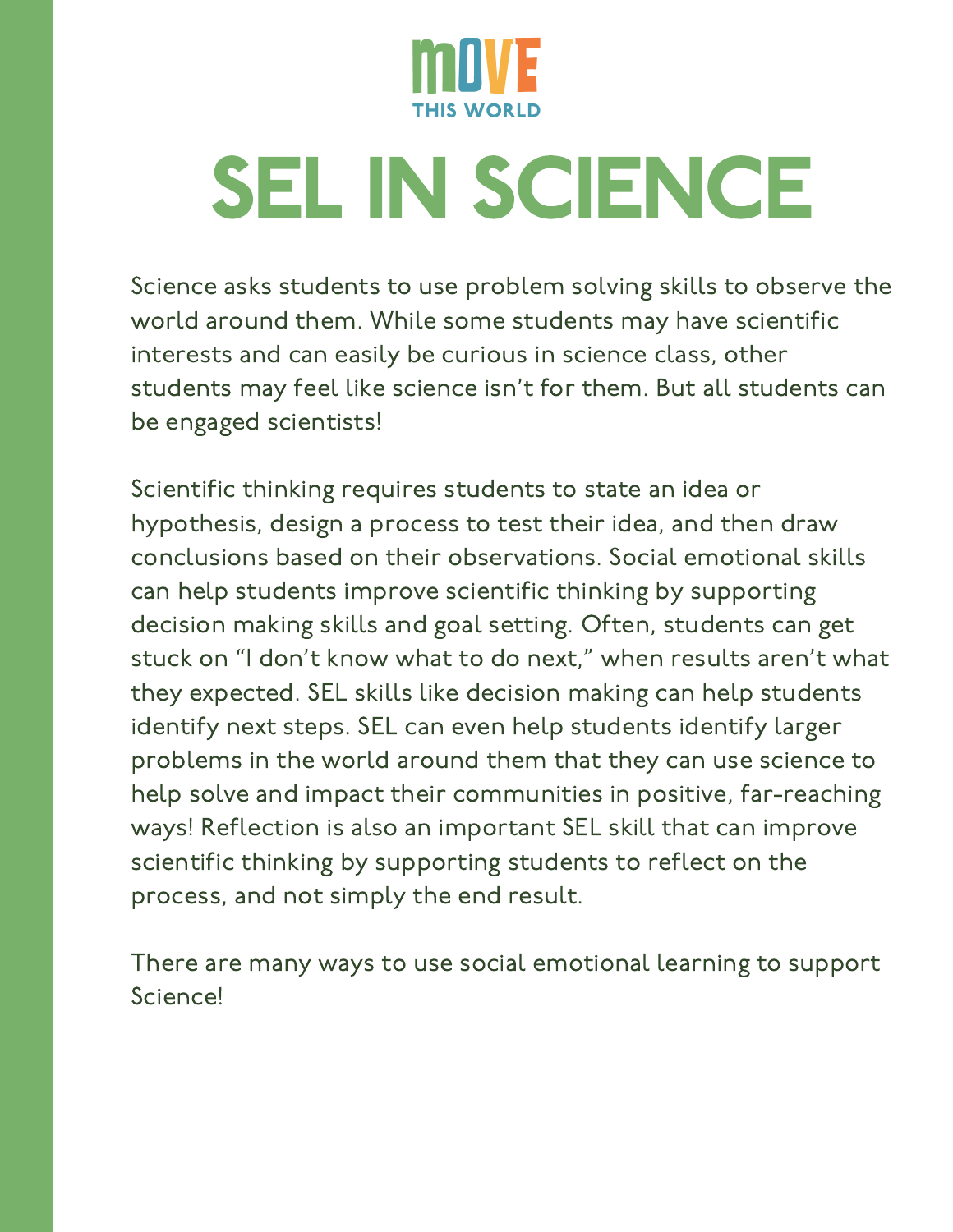MOVE THIS WORLD

# SEL IN SCIENCE

Science asks students to use problem solving skills to observe the world around them. While some students may have scientific interests and can easily be curious in science class, other students may feel like science isn't for them. But all students can be engaged scientists!

Scientific thinking requires students to state an idea or hypothesis, design a process to test their idea, and then draw conclusions based on their observations. Social emotional skills can help students improve scientific thinking by supporting decision making skills and goal setting. Often, students can get stuck on "I don't know what to do next," when results aren't what they expected. SEL skills like decision making can help students identify next steps. SEL can even help students identify larger problems in the world around them that they can use science to help solve and impact their communities in positive, far-reaching ways! Reflection is also an important SEL skill that can improve scientific thinking by supporting students to reflect on the process, and not simply the end result.

There are many ways to use social emotional learning to support Science!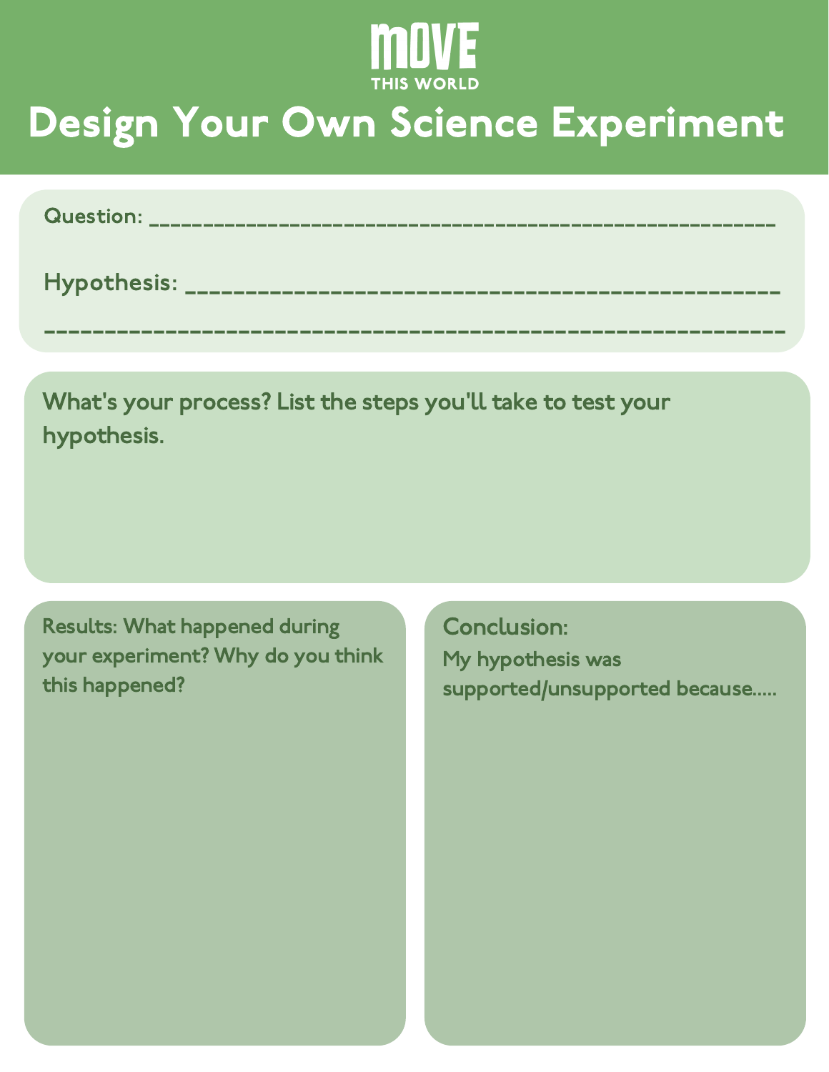MOVE THIS WORLD

# Design Your Own Science Experiment

Question: ________________________________________________________

Hypothesis: ______________________________________________________

__________________________________________________________________

**What's your process? List the steps you'll take to test your hypothesis.**

**Results: What happened during your experiment? Why do you think this happened?**

**Conclusion:**

My hypothesis was supported/unsupported because.....